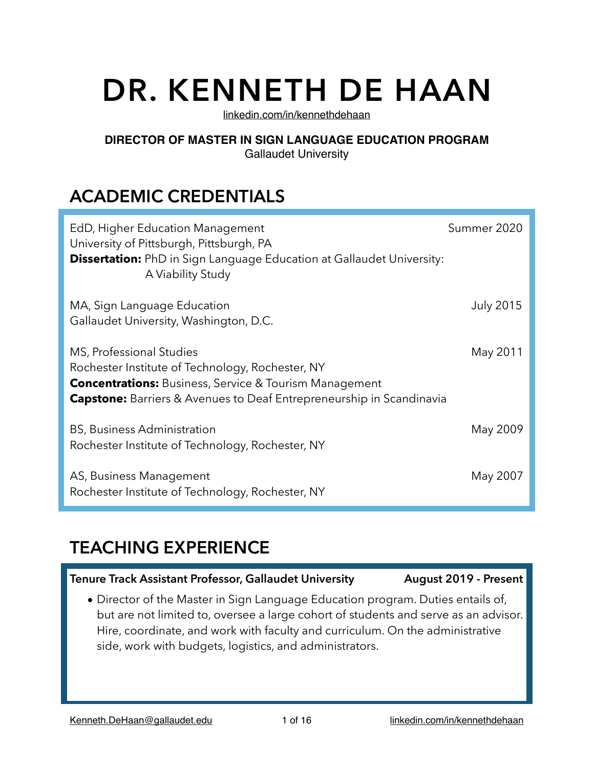# DR. KENNETH DE HAAN

linkedin.com/in/kennethdehaan

**DIRECTOR OF MASTER IN SIGN LANGUAGE EDUCATION PROGRAM**
Gallaudet University

## ACADEMIC CREDENTIALS

EdD, Higher Education Management — Summer 2020
University of Pittsburgh, Pittsburgh, PA
**Dissertation:** PhD in Sign Language Education at Gallaudet University: A Viability Study

MA, Sign Language Education — July 2015
Gallaudet University, Washington, D.C.

MS, Professional Studies — May 2011
Rochester Institute of Technology, Rochester, NY
**Concentrations:** Business, Service & Tourism Management
**Capstone:** Barriers & Avenues to Deaf Entrepreneurship in Scandinavia

BS, Business Administration — May 2009
Rochester Institute of Technology, Rochester, NY

AS, Business Management — May 2007
Rochester Institute of Technology, Rochester, NY

## TEACHING EXPERIENCE

**Tenure Track Assistant Professor, Gallaudet University** — **August 2019 - Present**

- Director of the Master in Sign Language Education program. Duties entails of, but are not limited to, oversee a large cohort of students and serve as an advisor. Hire, coordinate, and work with faculty and curriculum. On the administrative side, work with budgets, logistics, and administrators.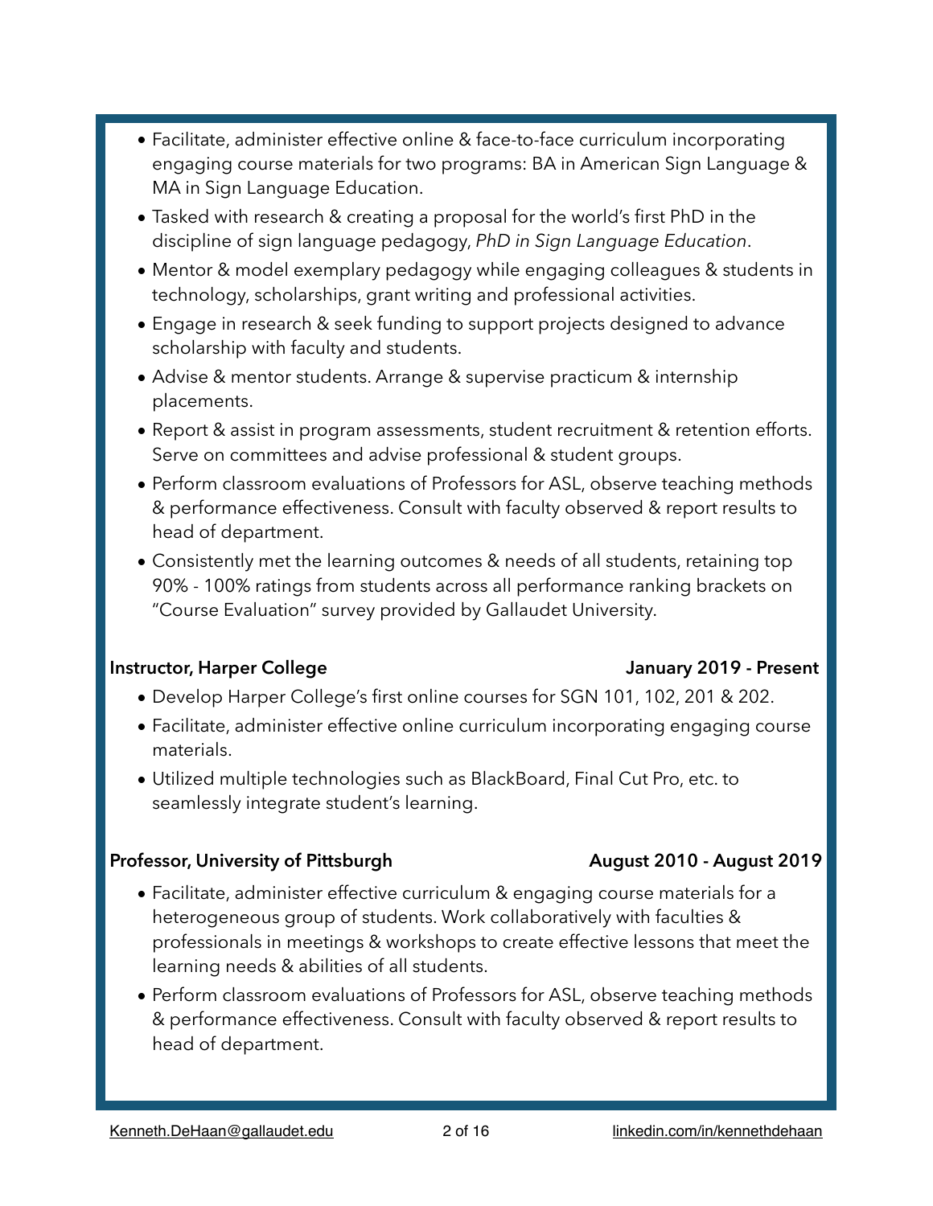- Facilitate, administer effective online & face-to-face curriculum incorporating engaging course materials for two programs: BA in American Sign Language & MA in Sign Language Education.
- Tasked with research & creating a proposal for the world's first PhD in the discipline of sign language pedagogy, *PhD in Sign Language Education*.
- Mentor & model exemplary pedagogy while engaging colleagues & students in technology, scholarships, grant writing and professional activities.
- Engage in research & seek funding to support projects designed to advance scholarship with faculty and students.
- Advise & mentor students. Arrange & supervise practicum & internship placements.
- Report & assist in program assessments, student recruitment & retention efforts. Serve on committees and advise professional & student groups.
- Perform classroom evaluations of Professors for ASL, observe teaching methods & performance effectiveness. Consult with faculty observed & report results to head of department.
- Consistently met the learning outcomes & needs of all students, retaining top 90% - 100% ratings from students across all performance ranking brackets on "Course Evaluation" survey provided by Gallaudet University.

**Instructor, Harper College** — **January 2019 - Present**

- Develop Harper College's first online courses for SGN 101, 102, 201 & 202.
- Facilitate, administer effective online curriculum incorporating engaging course materials.
- Utilized multiple technologies such as BlackBoard, Final Cut Pro, etc. to seamlessly integrate student's learning.

**Professor, University of Pittsburgh** — **August 2010 - August 2019**

- Facilitate, administer effective curriculum & engaging course materials for a heterogeneous group of students. Work collaboratively with faculties & professionals in meetings & workshops to create effective lessons that meet the learning needs & abilities of all students.
- Perform classroom evaluations of Professors for ASL, observe teaching methods & performance effectiveness. Consult with faculty observed & report results to head of department.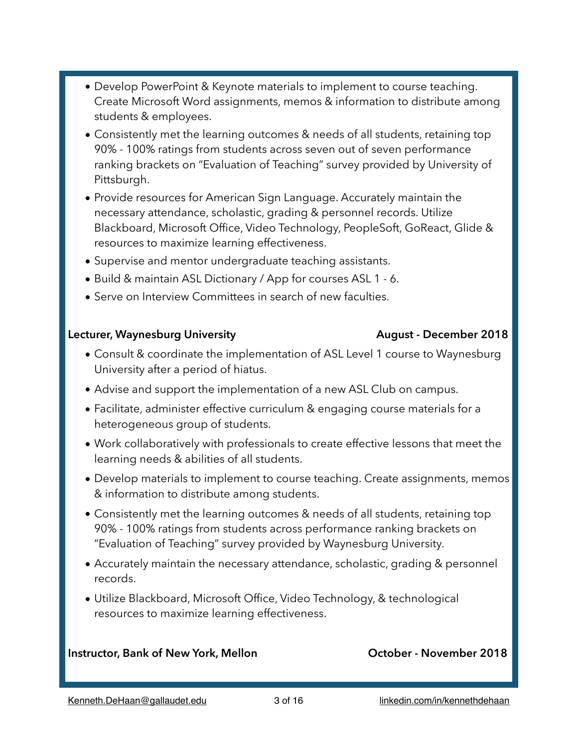- Develop PowerPoint & Keynote materials to implement to course teaching. Create Microsoft Word assignments, memos & information to distribute among students & employees.
- Consistently met the learning outcomes & needs of all students, retaining top 90% - 100% ratings from students across seven out of seven performance ranking brackets on "Evaluation of Teaching" survey provided by University of Pittsburgh.
- Provide resources for American Sign Language. Accurately maintain the necessary attendance, scholastic, grading & personnel records. Utilize Blackboard, Microsoft Office, Video Technology, PeopleSoft, GoReact, Glide & resources to maximize learning effectiveness.
- Supervise and mentor undergraduate teaching assistants.
- Build & maintain ASL Dictionary / App for courses ASL 1 - 6.
- Serve on Interview Committees in search of new faculties.

**Lecturer, Waynesburg University** — **August - December 2018**

- Consult & coordinate the implementation of ASL Level 1 course to Waynesburg University after a period of hiatus.
- Advise and support the implementation of a new ASL Club on campus.
- Facilitate, administer effective curriculum & engaging course materials for a heterogeneous group of students.
- Work collaboratively with professionals to create effective lessons that meet the learning needs & abilities of all students.
- Develop materials to implement to course teaching. Create assignments, memos & information to distribute among students.
- Consistently met the learning outcomes & needs of all students, retaining top 90% - 100% ratings from students across performance ranking brackets on "Evaluation of Teaching" survey provided by Waynesburg University.
- Accurately maintain the necessary attendance, scholastic, grading & personnel records.
- Utilize Blackboard, Microsoft Office, Video Technology, & technological resources to maximize learning effectiveness.

**Instructor, Bank of New York, Mellon** — **October - November 2018**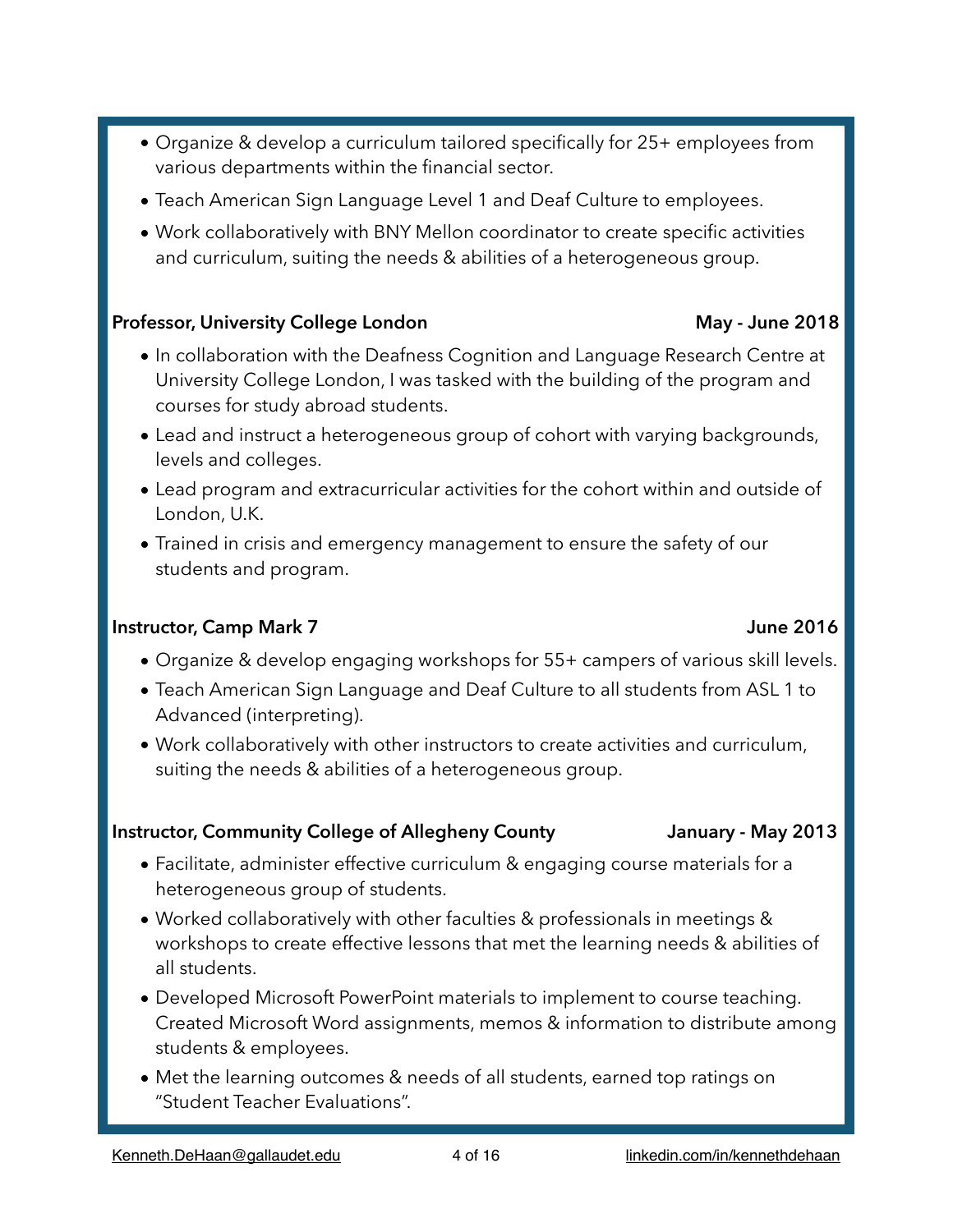- Organize & develop a curriculum tailored specifically for 25+ employees from various departments within the financial sector.
- Teach American Sign Language Level 1 and Deaf Culture to employees.
- Work collaboratively with BNY Mellon coordinator to create specific activities and curriculum, suiting the needs & abilities of a heterogeneous group.

**Professor, University College London** **May - June 2018**

- In collaboration with the Deafness Cognition and Language Research Centre at University College London, I was tasked with the building of the program and courses for study abroad students.
- Lead and instruct a heterogeneous group of cohort with varying backgrounds, levels and colleges.
- Lead program and extracurricular activities for the cohort within and outside of London, U.K.
- Trained in crisis and emergency management to ensure the safety of our students and program.

**Instructor, Camp Mark 7** **June 2016**

- Organize & develop engaging workshops for 55+ campers of various skill levels.
- Teach American Sign Language and Deaf Culture to all students from ASL 1 to Advanced (interpreting).
- Work collaboratively with other instructors to create activities and curriculum, suiting the needs & abilities of a heterogeneous group.

**Instructor, Community College of Allegheny County** **January - May 2013**

- Facilitate, administer effective curriculum & engaging course materials for a heterogeneous group of students.
- Worked collaboratively with other faculties & professionals in meetings & workshops to create effective lessons that met the learning needs & abilities of all students.
- Developed Microsoft PowerPoint materials to implement to course teaching. Created Microsoft Word assignments, memos & information to distribute among students & employees.
- Met the learning outcomes & needs of all students, earned top ratings on "Student Teacher Evaluations".

Kenneth.DeHaan@gallaudet.edu linkedin.com/in/kennethdehaan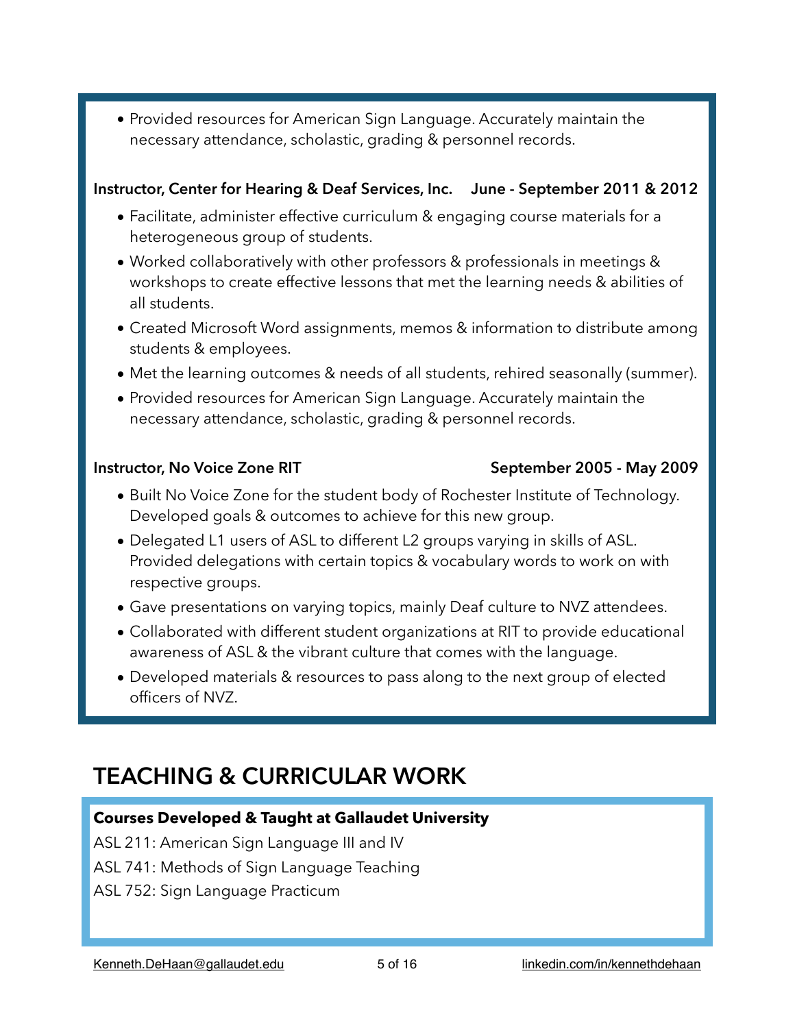- Provided resources for American Sign Language. Accurately maintain the necessary attendance, scholastic, grading & personnel records.

**Instructor, Center for Hearing & Deaf Services, Inc.** **June - September 2011 & 2012**

- Facilitate, administer effective curriculum & engaging course materials for a heterogeneous group of students.
- Worked collaboratively with other professors & professionals in meetings & workshops to create effective lessons that met the learning needs & abilities of all students.
- Created Microsoft Word assignments, memos & information to distribute among students & employees.
- Met the learning outcomes & needs of all students, rehired seasonally (summer).
- Provided resources for American Sign Language. Accurately maintain the necessary attendance, scholastic, grading & personnel records.

**Instructor, No Voice Zone RIT** **September 2005 - May 2009**

- Built No Voice Zone for the student body of Rochester Institute of Technology. Developed goals & outcomes to achieve for this new group.
- Delegated L1 users of ASL to different L2 groups varying in skills of ASL. Provided delegations with certain topics & vocabulary words to work on with respective groups.
- Gave presentations on varying topics, mainly Deaf culture to NVZ attendees.
- Collaborated with different student organizations at RIT to provide educational awareness of ASL & the vibrant culture that comes with the language.
- Developed materials & resources to pass along to the next group of elected officers of NVZ.

## TEACHING & CURRICULAR WORK

**Courses Developed & Taught at Gallaudet University**

ASL 211: American Sign Language III and IV

ASL 741: Methods of Sign Language Teaching

ASL 752: Sign Language Practicum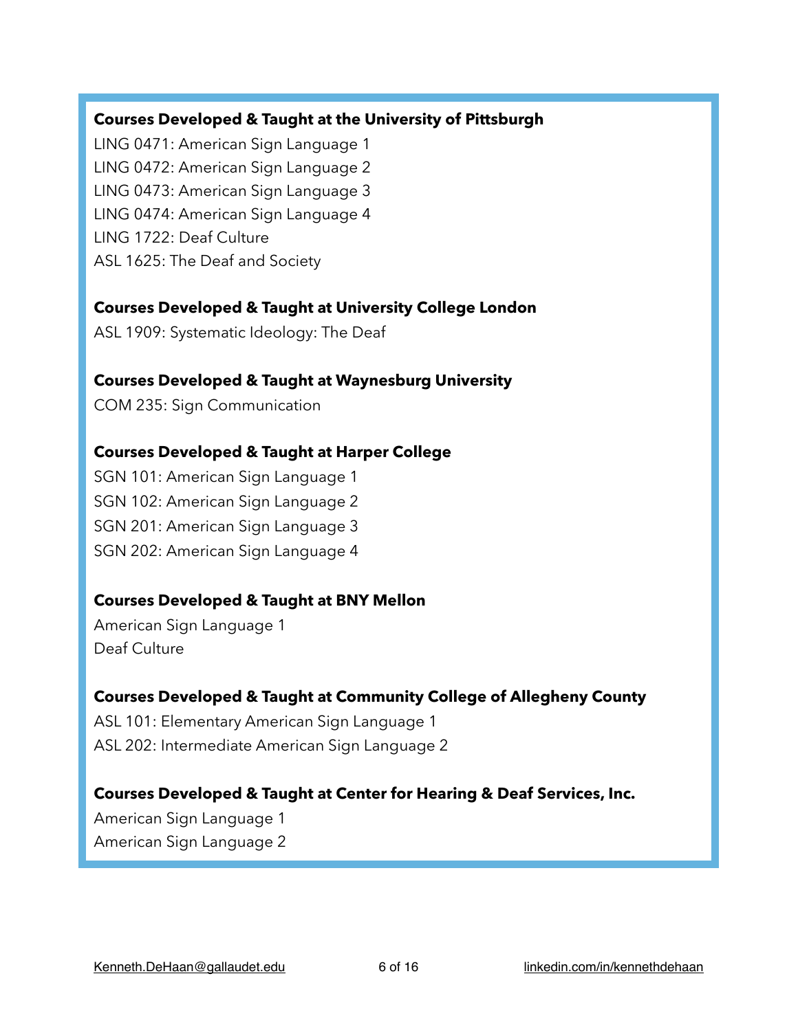**Courses Developed & Taught at the University of Pittsburgh**

LING 0471: American Sign Language 1
LING 0472: American Sign Language 2
LING 0473: American Sign Language 3
LING 0474: American Sign Language 4
LING 1722: Deaf Culture
ASL 1625: The Deaf and Society

**Courses Developed & Taught at University College London**

ASL 1909: Systematic Ideology: The Deaf

**Courses Developed & Taught at Waynesburg University**

COM 235: Sign Communication

**Courses Developed & Taught at Harper College**

SGN 101: American Sign Language 1
SGN 102: American Sign Language 2
SGN 201: American Sign Language 3
SGN 202: American Sign Language 4

**Courses Developed & Taught at BNY Mellon**

American Sign Language 1
Deaf Culture

**Courses Developed & Taught at Community College of Allegheny County**

ASL 101: Elementary American Sign Language 1
ASL 202: Intermediate American Sign Language 2

**Courses Developed & Taught at Center for Hearing & Deaf Services, Inc.**

American Sign Language 1
American Sign Language 2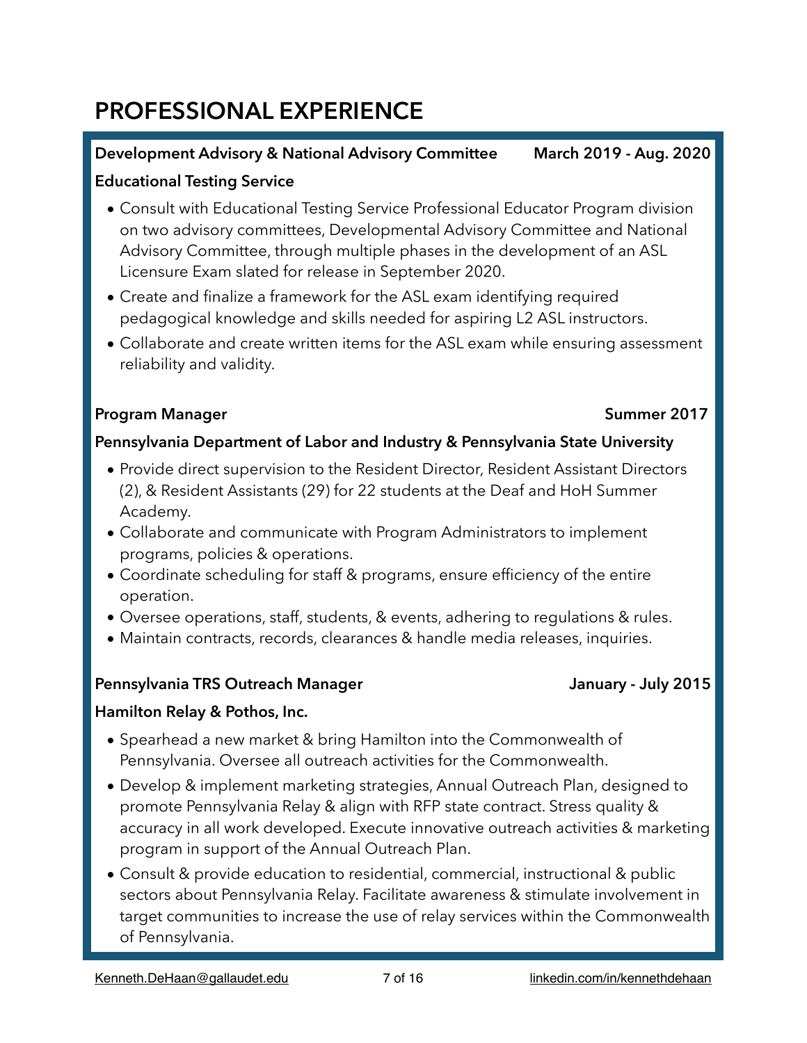# PROFESSIONAL EXPERIENCE

**Development Advisory & National Advisory Committee** **March 2019 - Aug. 2020**

**Educational Testing Service**

- Consult with Educational Testing Service Professional Educator Program division on two advisory committees, Developmental Advisory Committee and National Advisory Committee, through multiple phases in the development of an ASL Licensure Exam slated for release in September 2020.
- Create and finalize a framework for the ASL exam identifying required pedagogical knowledge and skills needed for aspiring L2 ASL instructors.
- Collaborate and create written items for the ASL exam while ensuring assessment reliability and validity.

**Program Manager** **Summer 2017**

**Pennsylvania Department of Labor and Industry & Pennsylvania State University**

- Provide direct supervision to the Resident Director, Resident Assistant Directors (2), & Resident Assistants (29) for 22 students at the Deaf and HoH Summer Academy.
- Collaborate and communicate with Program Administrators to implement programs, policies & operations.
- Coordinate scheduling for staff & programs, ensure efficiency of the entire operation.
- Oversee operations, staff, students, & events, adhering to regulations & rules.
- Maintain contracts, records, clearances & handle media releases, inquiries.

**Pennsylvania TRS Outreach Manager** **January - July 2015**

**Hamilton Relay & Pothos, Inc.**

- Spearhead a new market & bring Hamilton into the Commonwealth of Pennsylvania. Oversee all outreach activities for the Commonwealth.
- Develop & implement marketing strategies, Annual Outreach Plan, designed to promote Pennsylvania Relay & align with RFP state contract. Stress quality & accuracy in all work developed. Execute innovative outreach activities & marketing program in support of the Annual Outreach Plan.
- Consult & provide education to residential, commercial, instructional & public sectors about Pennsylvania Relay. Facilitate awareness & stimulate involvement in target communities to increase the use of relay services within the Commonwealth of Pennsylvania.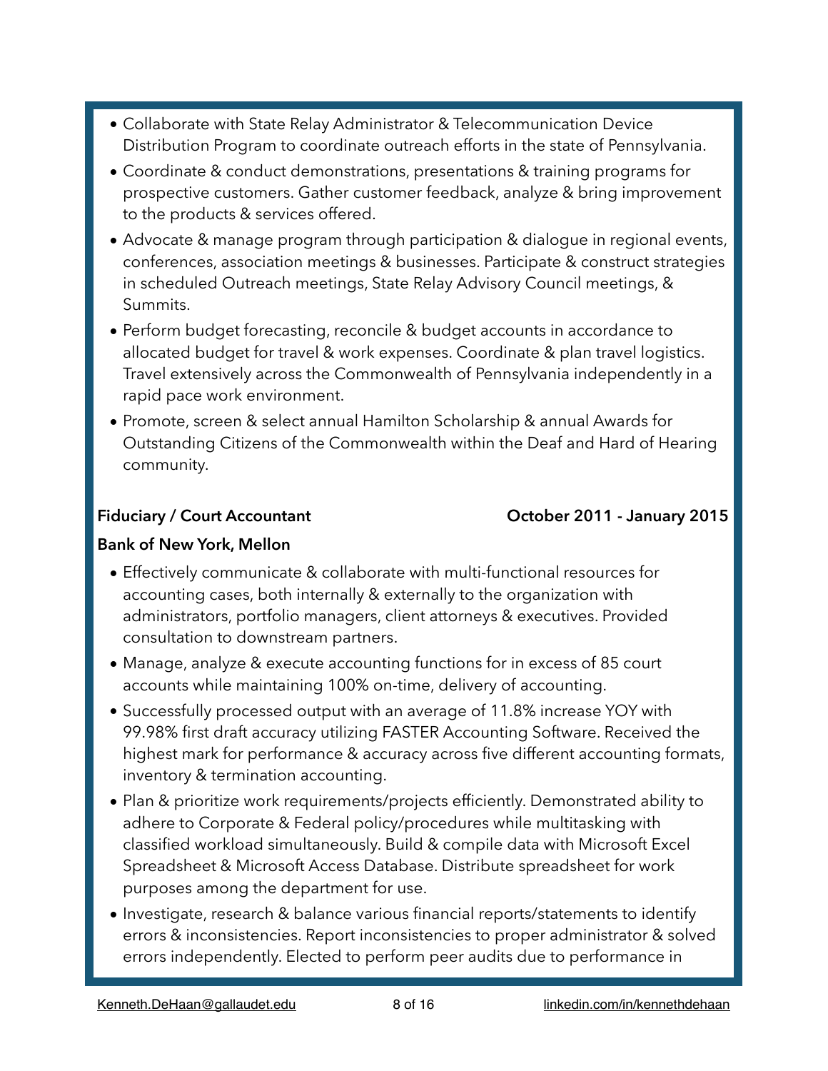- Collaborate with State Relay Administrator & Telecommunication Device Distribution Program to coordinate outreach efforts in the state of Pennsylvania.
- Coordinate & conduct demonstrations, presentations & training programs for prospective customers. Gather customer feedback, analyze & bring improvement to the products & services offered.
- Advocate & manage program through participation & dialogue in regional events, conferences, association meetings & businesses. Participate & construct strategies in scheduled Outreach meetings, State Relay Advisory Council meetings, & Summits.
- Perform budget forecasting, reconcile & budget accounts in accordance to allocated budget for travel & work expenses. Coordinate & plan travel logistics. Travel extensively across the Commonwealth of Pennsylvania independently in a rapid pace work environment.
- Promote, screen & select annual Hamilton Scholarship & annual Awards for Outstanding Citizens of the Commonwealth within the Deaf and Hard of Hearing community.

**Fiduciary / Court Accountant** **October 2011 - January 2015**

**Bank of New York, Mellon**

- Effectively communicate & collaborate with multi-functional resources for accounting cases, both internally & externally to the organization with administrators, portfolio managers, client attorneys & executives. Provided consultation to downstream partners.
- Manage, analyze & execute accounting functions for in excess of 85 court accounts while maintaining 100% on-time, delivery of accounting.
- Successfully processed output with an average of 11.8% increase YOY with 99.98% first draft accuracy utilizing FASTER Accounting Software. Received the highest mark for performance & accuracy across five different accounting formats, inventory & termination accounting.
- Plan & prioritize work requirements/projects efficiently. Demonstrated ability to adhere to Corporate & Federal policy/procedures while multitasking with classified workload simultaneously. Build & compile data with Microsoft Excel Spreadsheet & Microsoft Access Database. Distribute spreadsheet for work purposes among the department for use.
- Investigate, research & balance various financial reports/statements to identify errors & inconsistencies. Report inconsistencies to proper administrator & solved errors independently. Elected to perform peer audits due to performance in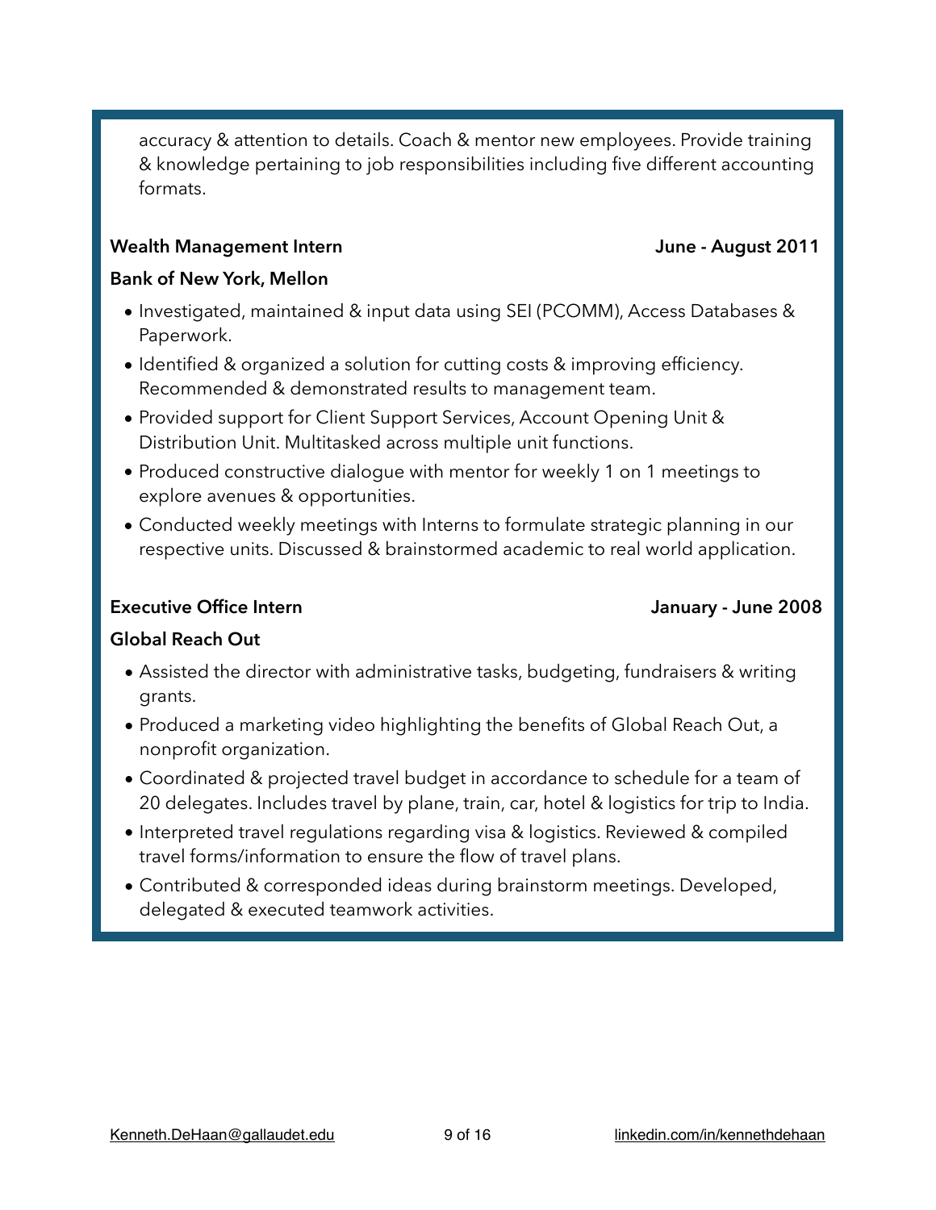accuracy & attention to details. Coach & mentor new employees. Provide training & knowledge pertaining to job responsibilities including five different accounting formats.

**Wealth Management Intern** **June - August 2011**

**Bank of New York, Mellon**

- Investigated, maintained & input data using SEI (PCOMM), Access Databases & Paperwork.
- Identified & organized a solution for cutting costs & improving efficiency. Recommended & demonstrated results to management team.
- Provided support for Client Support Services, Account Opening Unit & Distribution Unit. Multitasked across multiple unit functions.
- Produced constructive dialogue with mentor for weekly 1 on 1 meetings to explore avenues & opportunities.
- Conducted weekly meetings with Interns to formulate strategic planning in our respective units. Discussed & brainstormed academic to real world application.

**Executive Office Intern** **January - June 2008**

**Global Reach Out**

- Assisted the director with administrative tasks, budgeting, fundraisers & writing grants.
- Produced a marketing video highlighting the benefits of Global Reach Out, a nonprofit organization.
- Coordinated & projected travel budget in accordance to schedule for a team of 20 delegates. Includes travel by plane, train, car, hotel & logistics for trip to India.
- Interpreted travel regulations regarding visa & logistics. Reviewed & compiled travel forms/information to ensure the flow of travel plans.
- Contributed & corresponded ideas during brainstorm meetings. Developed, delegated & executed teamwork activities.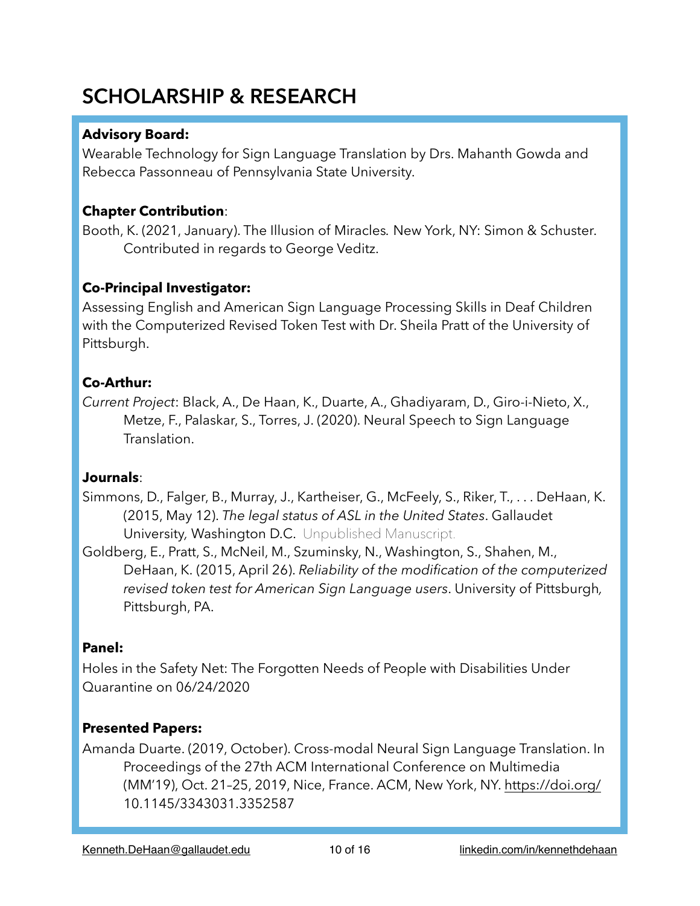# SCHOLARSHIP & RESEARCH

**Advisory Board:**

Wearable Technology for Sign Language Translation by Drs. Mahanth Gowda and Rebecca Passonneau of Pennsylvania State University.

**Chapter Contribution**:

Booth, K. (2021, January). The Illusion of Miracles. New York, NY: Simon & Schuster. Contributed in regards to George Veditz.

**Co-Principal Investigator:**

Assessing English and American Sign Language Processing Skills in Deaf Children with the Computerized Revised Token Test with Dr. Sheila Pratt of the University of Pittsburgh.

**Co-Arthur:**

*Current Project*: Black, A., De Haan, K., Duarte, A., Ghadiyaram, D., Giro-i-Nieto, X., Metze, F., Palaskar, S., Torres, J. (2020). Neural Speech to Sign Language Translation.

**Journals**:

Simmons, D., Falger, B., Murray, J., Kartheiser, G., McFeely, S., Riker, T., . . . DeHaan, K. (2015, May 12). *The legal status of ASL in the United States*. Gallaudet University, Washington D.C. Unpublished Manuscript.

Goldberg, E., Pratt, S., McNeil, M., Szuminsky, N., Washington, S., Shahen, M., DeHaan, K. (2015, April 26). *Reliability of the modification of the computerized revised token test for American Sign Language users*. University of Pittsburgh, Pittsburgh, PA.

**Panel:**

Holes in the Safety Net: The Forgotten Needs of People with Disabilities Under Quarantine on 06/24/2020

**Presented Papers:**

Amanda Duarte. (2019, October). Cross-modal Neural Sign Language Translation. In Proceedings of the 27th ACM International Conference on Multimedia (MM'19), Oct. 21–25, 2019, Nice, France. ACM, New York, NY. https://doi.org/10.1145/3343031.3352587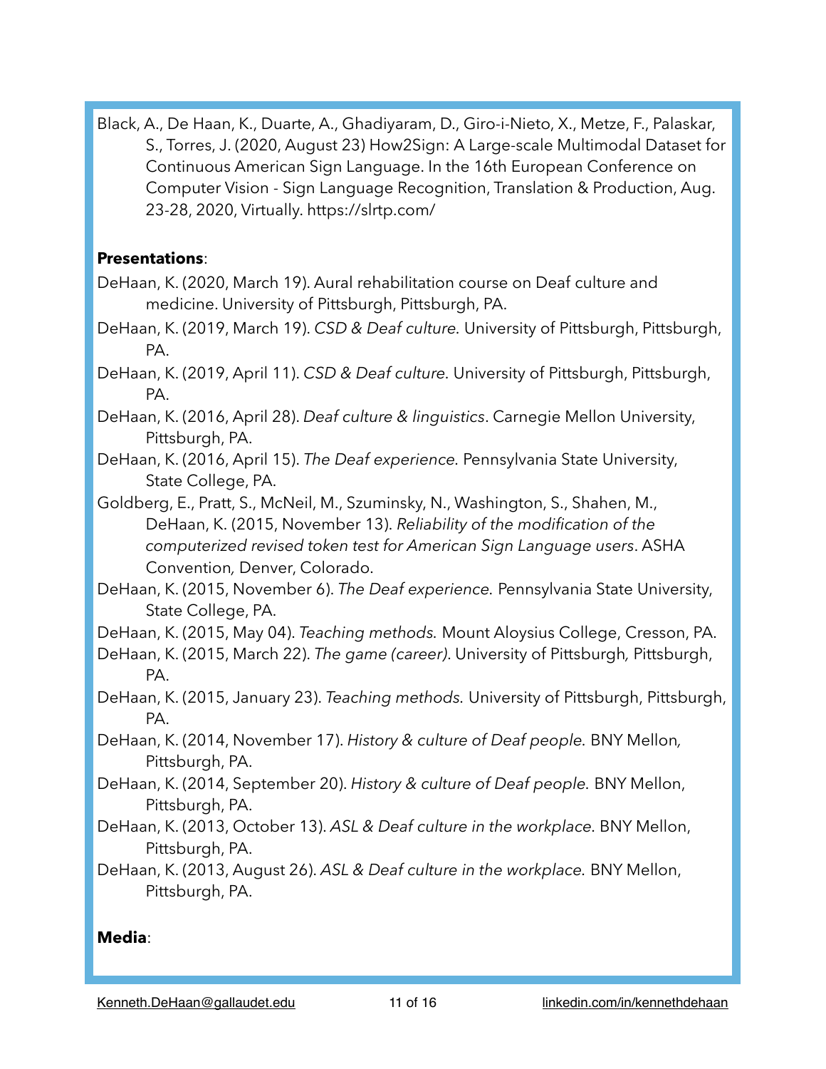Black, A., De Haan, K., Duarte, A., Ghadiyaram, D., Giro-i-Nieto, X., Metze, F., Palaskar, S., Torres, J. (2020, August 23) How2Sign: A Large-scale Multimodal Dataset for Continuous American Sign Language. In the 16th European Conference on Computer Vision - Sign Language Recognition, Translation & Production, Aug. 23-28, 2020, Virtually. https://slrtp.com/

**Presentations**:

DeHaan, K. (2020, March 19). Aural rehabilitation course on Deaf culture and medicine. University of Pittsburgh, Pittsburgh, PA.

DeHaan, K. (2019, March 19). *CSD & Deaf culture*. University of Pittsburgh, Pittsburgh, PA.

DeHaan, K. (2019, April 11). *CSD & Deaf culture*. University of Pittsburgh, Pittsburgh, PA.

DeHaan, K. (2016, April 28). *Deaf culture & linguistics*. Carnegie Mellon University, Pittsburgh, PA.

DeHaan, K. (2016, April 15). *The Deaf experience*. Pennsylvania State University, State College, PA.

Goldberg, E., Pratt, S., McNeil, M., Szuminsky, N., Washington, S., Shahen, M., DeHaan, K. (2015, November 13). *Reliability of the modification of the computerized revised token test for American Sign Language users*. ASHA Convention, Denver, Colorado.

DeHaan, K. (2015, November 6). *The Deaf experience.* Pennsylvania State University, State College, PA.

DeHaan, K. (2015, May 04). *Teaching methods.* Mount Aloysius College, Cresson, PA.

DeHaan, K. (2015, March 22). *The game (career)*. University of Pittsburgh, Pittsburgh, PA.

DeHaan, K. (2015, January 23). *Teaching methods.* University of Pittsburgh, Pittsburgh, PA.

DeHaan, K. (2014, November 17). *History & culture of Deaf people.* BNY Mellon, Pittsburgh, PA.

DeHaan, K. (2014, September 20). *History & culture of Deaf people.* BNY Mellon, Pittsburgh, PA.

DeHaan, K. (2013, October 13). *ASL & Deaf culture in the workplace.* BNY Mellon, Pittsburgh, PA.

DeHaan, K. (2013, August 26). *ASL & Deaf culture in the workplace.* BNY Mellon, Pittsburgh, PA.

**Media**: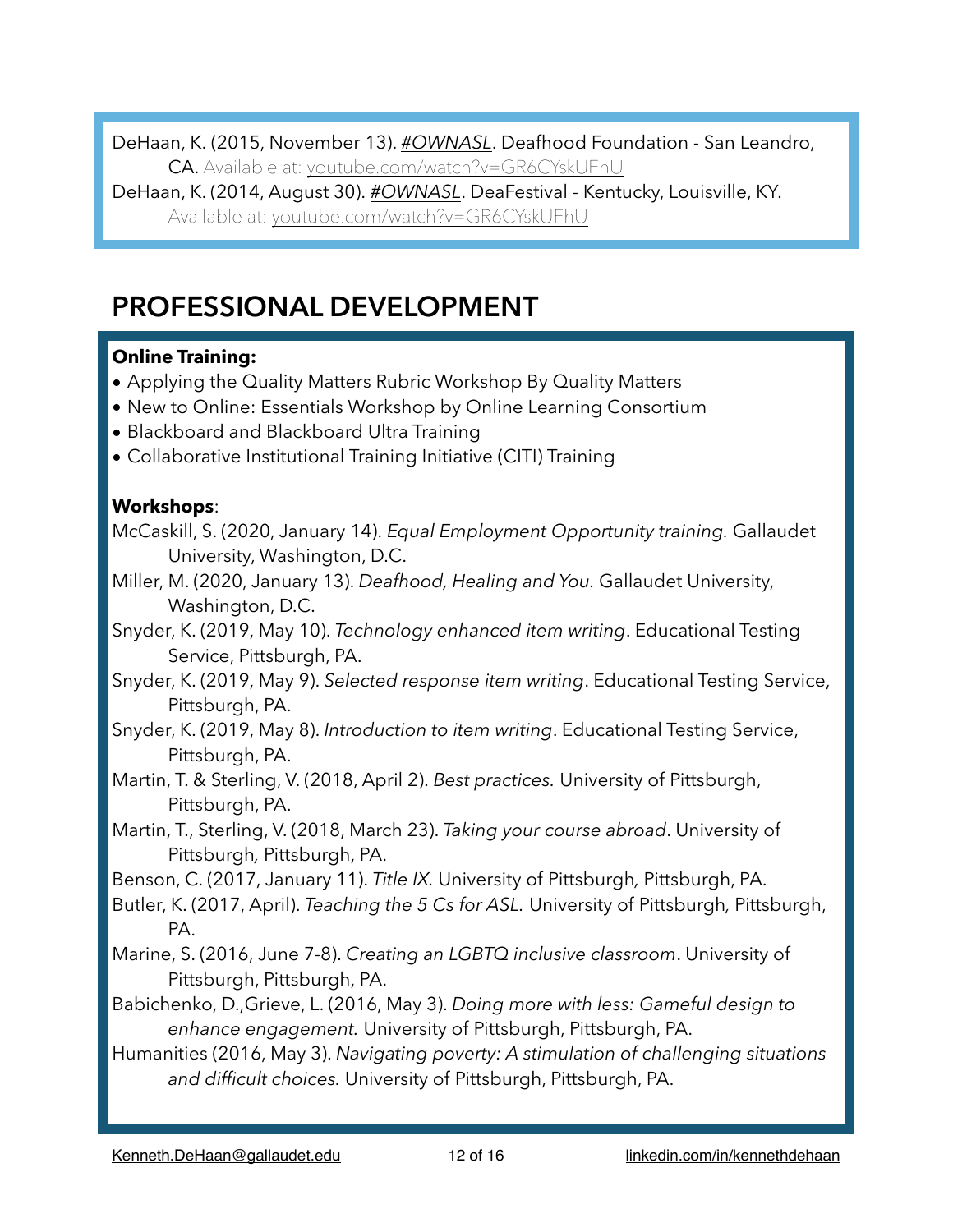DeHaan, K. (2015, November 13). *#OWNASL*. Deafhood Foundation - San Leandro, CA. Available at: youtube.com/watch?v=GR6CYskUFhU

DeHaan, K. (2014, August 30). *#OWNASL*. DeaFestival - Kentucky, Louisville, KY. Available at: youtube.com/watch?v=GR6CYskUFhU

# PROFESSIONAL DEVELOPMENT

**Online Training:**

- Applying the Quality Matters Rubric Workshop By Quality Matters
- New to Online: Essentials Workshop by Online Learning Consortium
- Blackboard and Blackboard Ultra Training
- Collaborative Institutional Training Initiative (CITI) Training

**Workshops**:

McCaskill, S. (2020, January 14). *Equal Employment Opportunity training.* Gallaudet University, Washington, D.C.

Miller, M. (2020, January 13). *Deafhood, Healing and You.* Gallaudet University, Washington, D.C.

Snyder, K. (2019, May 10). *Technology enhanced item writing*. Educational Testing Service, Pittsburgh, PA.

Snyder, K. (2019, May 9). *Selected response item writing*. Educational Testing Service, Pittsburgh, PA.

Snyder, K. (2019, May 8). *Introduction to item writing*. Educational Testing Service, Pittsburgh, PA.

Martin, T. & Sterling, V. (2018, April 2). *Best practices.* University of Pittsburgh, Pittsburgh, PA.

Martin, T., Sterling, V. (2018, March 23). *Taking your course abroad*. University of Pittsburgh, Pittsburgh, PA.

Benson, C. (2017, January 11). *Title IX.* University of Pittsburgh, Pittsburgh, PA.

Butler, K. (2017, April). *Teaching the 5 Cs for ASL.* University of Pittsburgh, Pittsburgh, PA.

Marine, S. (2016, June 7-8). *Creating an LGBTQ inclusive classroom*. University of Pittsburgh, Pittsburgh, PA.

Babichenko, D.,Grieve, L. (2016, May 3). *Doing more with less: Gameful design to enhance engagement.* University of Pittsburgh, Pittsburgh, PA.

Humanities (2016, May 3). *Navigating poverty: A stimulation of challenging situations and difficult choices.* University of Pittsburgh, Pittsburgh, PA.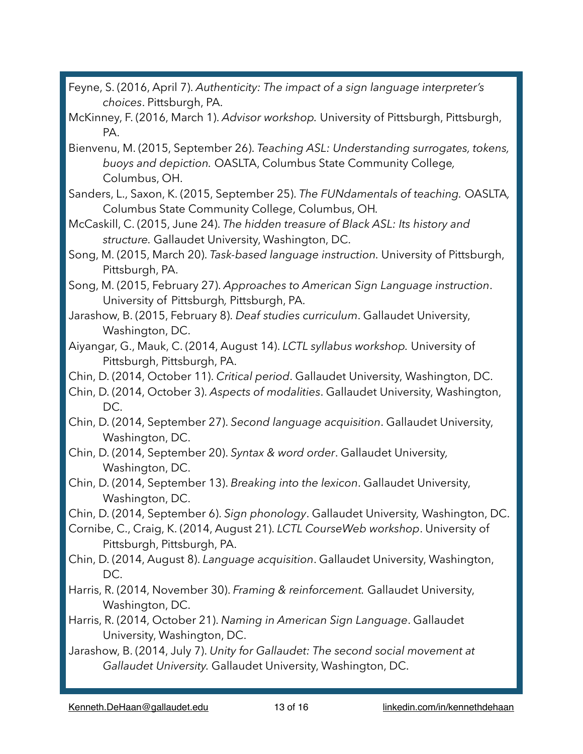Feyne, S. (2016, April 7). *Authenticity: The impact of a sign language interpreter's choices*. Pittsburgh, PA.

McKinney, F. (2016, March 1). *Advisor workshop.* University of Pittsburgh, Pittsburgh, PA.

Bienvenu, M. (2015, September 26). *Teaching ASL: Understanding surrogates, tokens, buoys and depiction.* OASLTA, Columbus State Community College, Columbus, OH.

Sanders, L., Saxon, K. (2015, September 25). *The FUNdamentals of teaching.* OASLTA, Columbus State Community College, Columbus, OH.

McCaskill, C. (2015, June 24). *The hidden treasure of Black ASL: Its history and structure.* Gallaudet University, Washington, DC.

Song, M. (2015, March 20). *Task-based language instruction*. University of Pittsburgh, Pittsburgh, PA.

Song, M. (2015, February 27). *Approaches to American Sign Language instruction*. University of Pittsburgh, Pittsburgh, PA.

Jarashow, B. (2015, February 8). *Deaf studies curriculum*. Gallaudet University, Washington, DC.

Aiyangar, G., Mauk, C. (2014, August 14). *LCTL syllabus workshop.* University of Pittsburgh, Pittsburgh, PA.

Chin, D. (2014, October 11). *Critical period*. Gallaudet University, Washington, DC.

Chin, D. (2014, October 3). *Aspects of modalities*. Gallaudet University, Washington, DC.

Chin, D. (2014, September 27). *Second language acquisition*. Gallaudet University, Washington, DC.

Chin, D. (2014, September 20). *Syntax & word order*. Gallaudet University, Washington, DC.

Chin, D. (2014, September 13). *Breaking into the lexicon*. Gallaudet University, Washington, DC.

Chin, D. (2014, September 6). *Sign phonology*. Gallaudet University, Washington, DC.

Cornibe, C., Craig, K. (2014, August 21). *LCTL CourseWeb workshop*. University of Pittsburgh, Pittsburgh, PA.

Chin, D. (2014, August 8). *Language acquisition*. Gallaudet University, Washington, DC.

Harris, R. (2014, November 30). *Framing & reinforcement.* Gallaudet University, Washington, DC.

Harris, R. (2014, October 21). *Naming in American Sign Language*. Gallaudet University, Washington, DC.

Jarashow, B. (2014, July 7). *Unity for Gallaudet: The second social movement at Gallaudet University.* Gallaudet University, Washington, DC.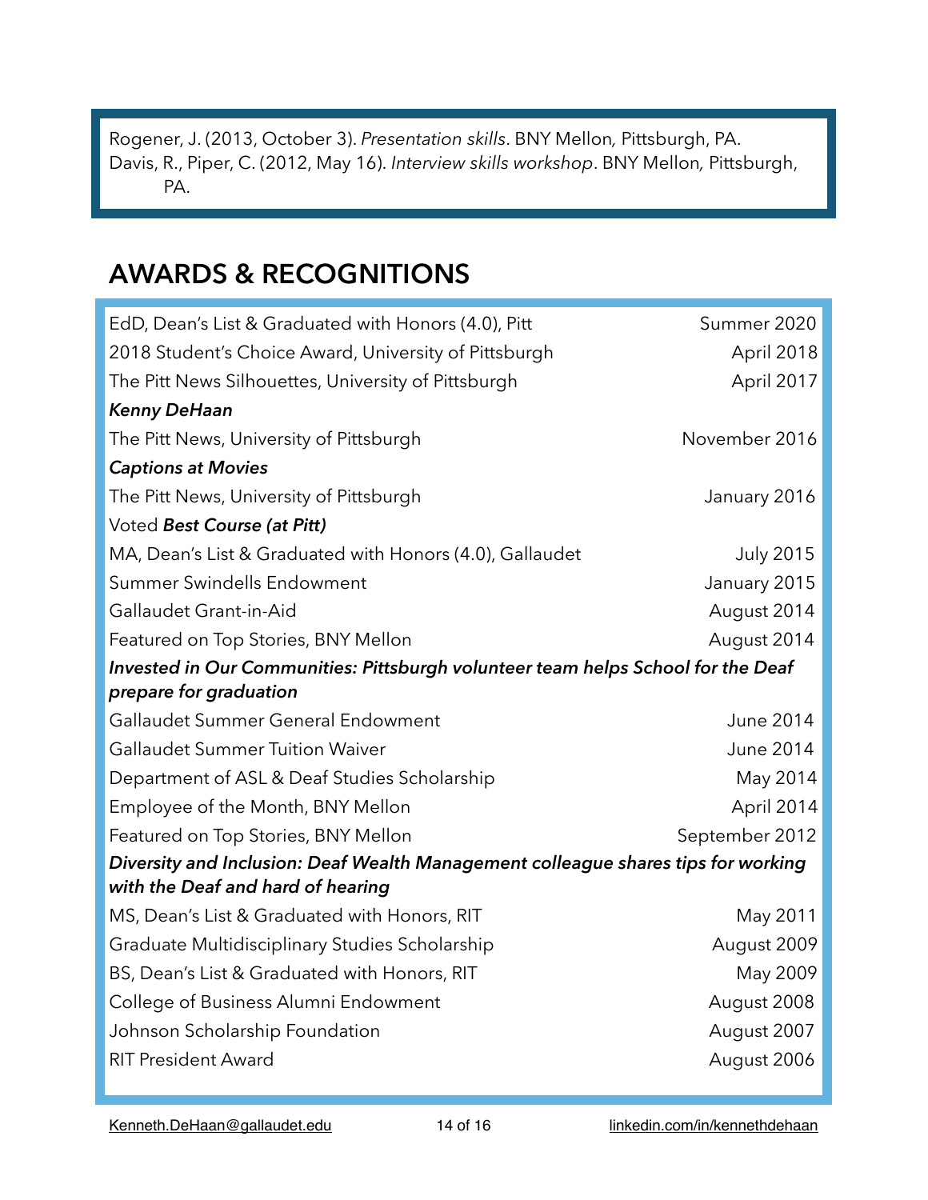Rogener, J. (2013, October 3). *Presentation skills*. BNY Mellon, Pittsburgh, PA.

Davis, R., Piper, C. (2012, May 16). *Interview skills workshop*. BNY Mellon, Pittsburgh, PA.

## AWARDS & RECOGNITIONS

| | |
|---|---|
| EdD, Dean's List & Graduated with Honors (4.0), Pitt | Summer 2020 |
| 2018 Student's Choice Award, University of Pittsburgh | April 2018 |
| The Pitt News Silhouettes, University of Pittsburgh | April 2017 |
| ***Kenny DeHaan*** | |
| The Pitt News, University of Pittsburgh | November 2016 |
| ***Captions at Movies*** | |
| The Pitt News, University of Pittsburgh | January 2016 |
| Voted ***Best Course (at Pitt)*** | |
| MA, Dean's List & Graduated with Honors (4.0), Gallaudet | July 2015 |
| Summer Swindells Endowment | January 2015 |
| Gallaudet Grant-in-Aid | August 2014 |
| Featured on Top Stories, BNY Mellon | August 2014 |
| ***Invested in Our Communities: Pittsburgh volunteer team helps School for the Deaf prepare for graduation*** | |
| Gallaudet Summer General Endowment | June 2014 |
| Gallaudet Summer Tuition Waiver | June 2014 |
| Department of ASL & Deaf Studies Scholarship | May 2014 |
| Employee of the Month, BNY Mellon | April 2014 |
| Featured on Top Stories, BNY Mellon | September 2012 |
| ***Diversity and Inclusion: Deaf Wealth Management colleague shares tips for working with the Deaf and hard of hearing*** | |
| MS, Dean's List & Graduated with Honors, RIT | May 2011 |
| Graduate Multidisciplinary Studies Scholarship | August 2009 |
| BS, Dean's List & Graduated with Honors, RIT | May 2009 |
| College of Business Alumni Endowment | August 2008 |
| Johnson Scholarship Foundation | August 2007 |
| RIT President Award | August 2006 |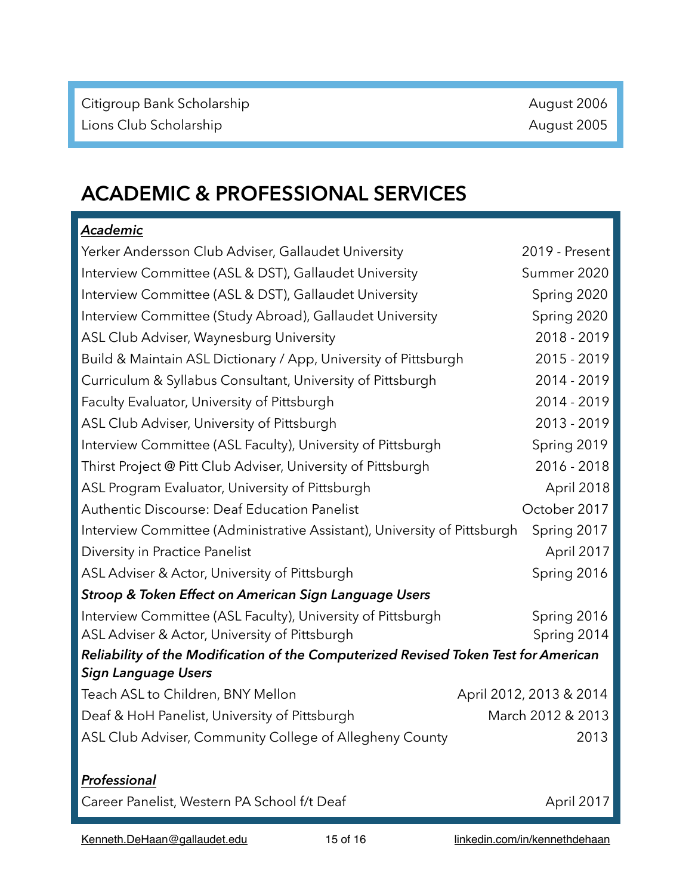| | |
|---|---|
| Citigroup Bank Scholarship | August 2006 |
| Lions Club Scholarship | August 2005 |

## ACADEMIC & PROFESSIONAL SERVICES

***Academic***

| | |
|---|---|
| Yerker Andersson Club Adviser, Gallaudet University | 2019 - Present |
| Interview Committee (ASL & DST), Gallaudet University | Summer 2020 |
| Interview Committee (ASL & DST), Gallaudet University | Spring 2020 |
| Interview Committee (Study Abroad), Gallaudet University | Spring 2020 |
| ASL Club Adviser, Waynesburg University | 2018 - 2019 |
| Build & Maintain ASL Dictionary / App, University of Pittsburgh | 2015 - 2019 |
| Curriculum & Syllabus Consultant, University of Pittsburgh | 2014 - 2019 |
| Faculty Evaluator, University of Pittsburgh | 2014 - 2019 |
| ASL Club Adviser, University of Pittsburgh | 2013 - 2019 |
| Interview Committee (ASL Faculty), University of Pittsburgh | Spring 2019 |
| Thirst Project @ Pitt Club Adviser, University of Pittsburgh | 2016 - 2018 |
| ASL Program Evaluator, University of Pittsburgh | April 2018 |
| Authentic Discourse: Deaf Education Panelist | October 2017 |
| Interview Committee (Administrative Assistant), University of Pittsburgh | Spring 2017 |
| Diversity in Practice Panelist | April 2017 |
| ASL Adviser & Actor, University of Pittsburgh | Spring 2016 |
| ***Stroop & Token Effect on American Sign Language Users*** | |
| Interview Committee (ASL Faculty), University of Pittsburgh | Spring 2016 |
| ASL Adviser & Actor, University of Pittsburgh | Spring 2014 |
| ***Reliability of the Modification of the Computerized Revised Token Test for American Sign Language Users*** | |
| Teach ASL to Children, BNY Mellon | April 2012, 2013 & 2014 |
| Deaf & HoH Panelist, University of Pittsburgh | March 2012 & 2013 |
| ASL Club Adviser, Community College of Allegheny County | 2013 |

***Professional***

| | |
|---|---|
| Career Panelist, Western PA School f/t Deaf | April 2017 |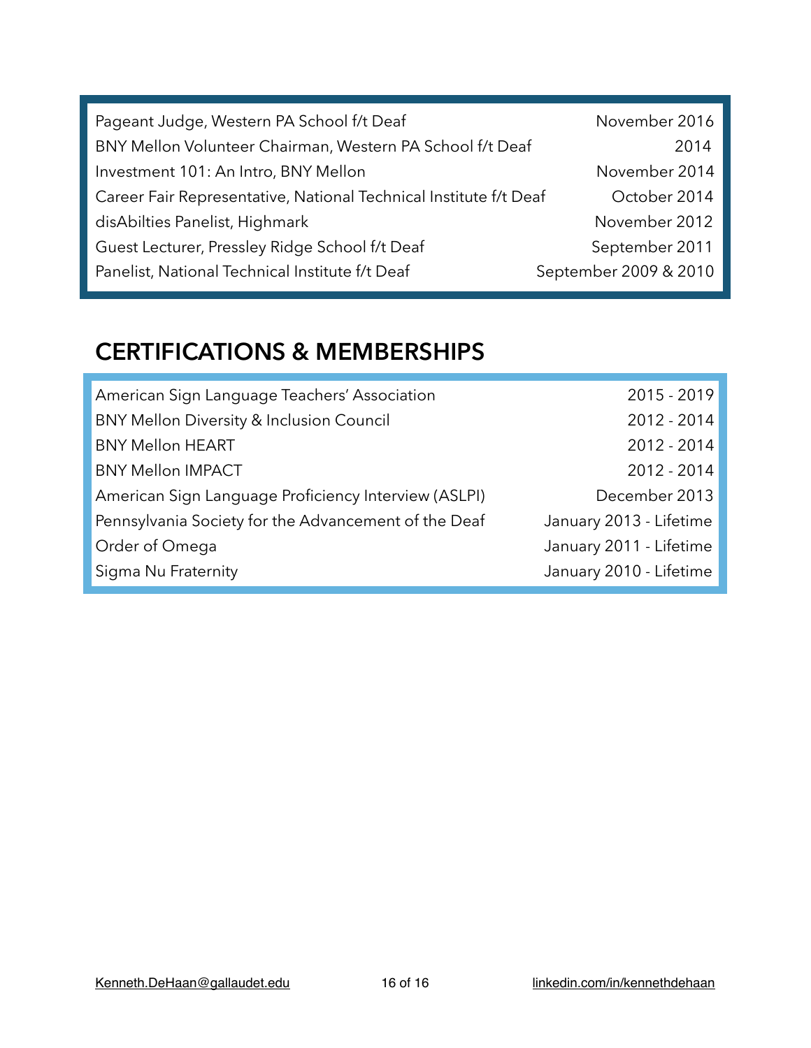| | |
|---|---|
| Pageant Judge, Western PA School f/t Deaf | November 2016 |
| BNY Mellon Volunteer Chairman, Western PA School f/t Deaf | 2014 |
| Investment 101: An Intro, BNY Mellon | November 2014 |
| Career Fair Representative, National Technical Institute f/t Deaf | October 2014 |
| disAbilties Panelist, Highmark | November 2012 |
| Guest Lecturer, Pressley Ridge School f/t Deaf | September 2011 |
| Panelist, National Technical Institute f/t Deaf | September 2009 & 2010 |

## CERTIFICATIONS & MEMBERSHIPS

| | |
|---|---|
| American Sign Language Teachers' Association | 2015 - 2019 |
| BNY Mellon Diversity & Inclusion Council | 2012 - 2014 |
| BNY Mellon HEART | 2012 - 2014 |
| BNY Mellon IMPACT | 2012 - 2014 |
| American Sign Language Proficiency Interview (ASLPI) | December 2013 |
| Pennsylvania Society for the Advancement of the Deaf | January 2013 - Lifetime |
| Order of Omega | January 2011 - Lifetime |
| Sigma Nu Fraternity | January 2010 - Lifetime |

Kenneth.DeHaan@gallaudet.edu

linkedin.com/in/kennethdehaan